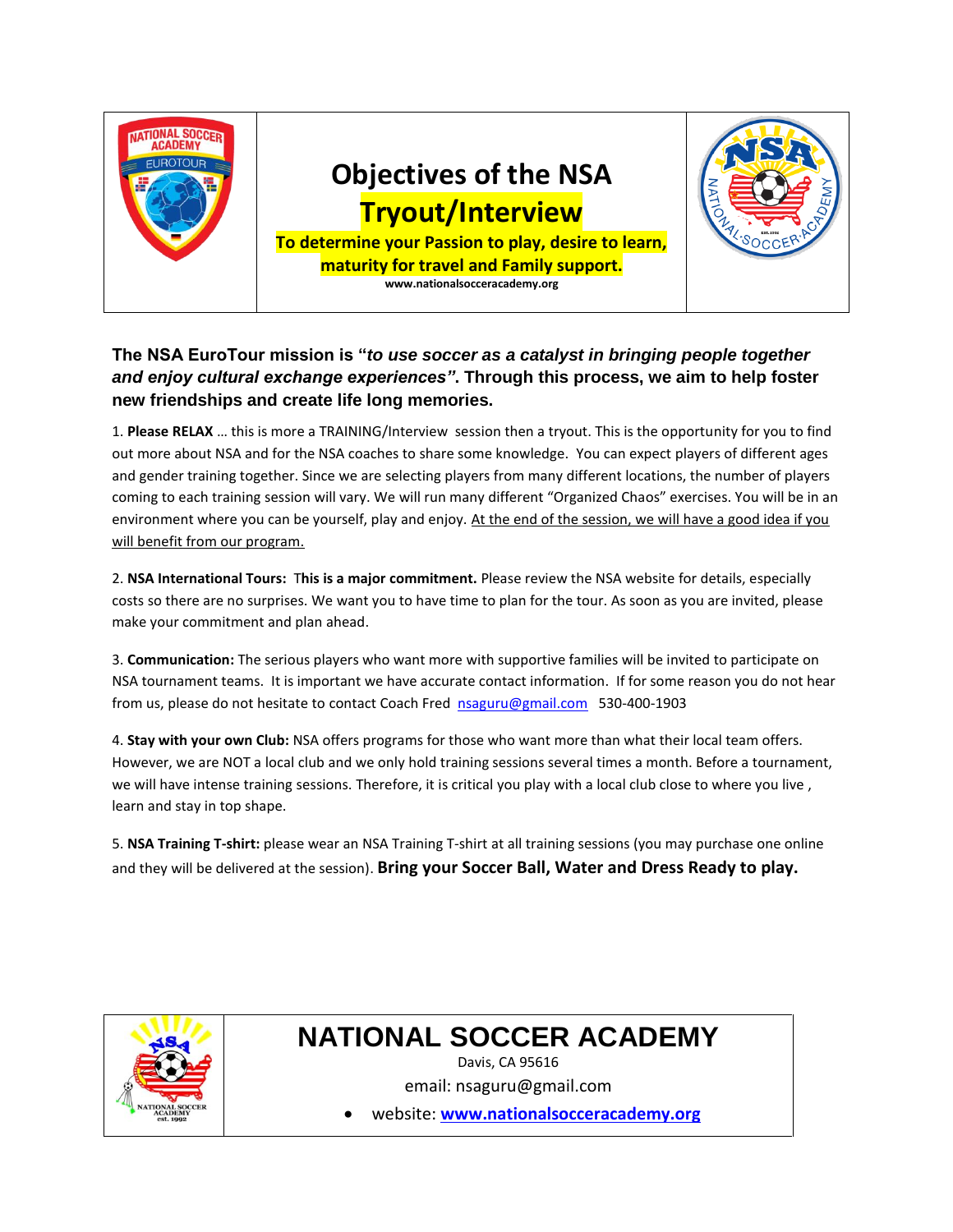# Objectives of the NSA Tryout/Interview

**To determine your Passion to play, desire to learn, maturity for travel and Family support.**

**www.nationalsocceracademy.org**

**The NSA EuroTour mission is "*to use soccer as a catalyst in bringing people together and enjoy cultural exchange experiences*". Through this process, we aim to help foster new friendships and create life long memories.**

1. **Please RELAX** … this is more a TRAINING/Interview session then a tryout. This is the opportunity for you to find out more about NSA and for the NSA coaches to share some knowledge. You can expect players of different ages and gender training together. Since we are selecting players from many different locations, the number of players coming to each training session will vary. We will run many different "Organized Chaos" exercises. You will be in an environment where you can be yourself, play and enjoy. At the end of the session, we will have a good idea if you will benefit from our program.

2. **NSA International Tours: This is a major commitment.** Please review the NSA website for details, especially costs so there are no surprises. We want you to have time to plan for the tour. As soon as you are invited, please make your commitment and plan ahead.

3. **Communication:** The serious players who want more with supportive families will be invited to participate on NSA tournament teams. It is important we have accurate contact information. If for some reason you do not hear from us, please do not hesitate to contact Coach Fred nsaguru@gmail.com 530-400-1903

4. **Stay with your own Club:** NSA offers programs for those who want more than what their local team offers. However, we are NOT a local club and we only hold training sessions several times a month. Before a tournament, we will have intense training sessions. Therefore, it is critical you play with a local club close to where you live , learn and stay in top shape.

5. **NSA Training T-shirt:** please wear an NSA Training T-shirt at all training sessions (you may purchase one online and they will be delivered at the session). **Bring your Soccer Ball, Water and Dress Ready to play.**

## NATIONAL SOCCER ACADEMY

Davis, CA 95616

email: nsaguru@gmail.com

- website: **www.nationalsocceracademy.org**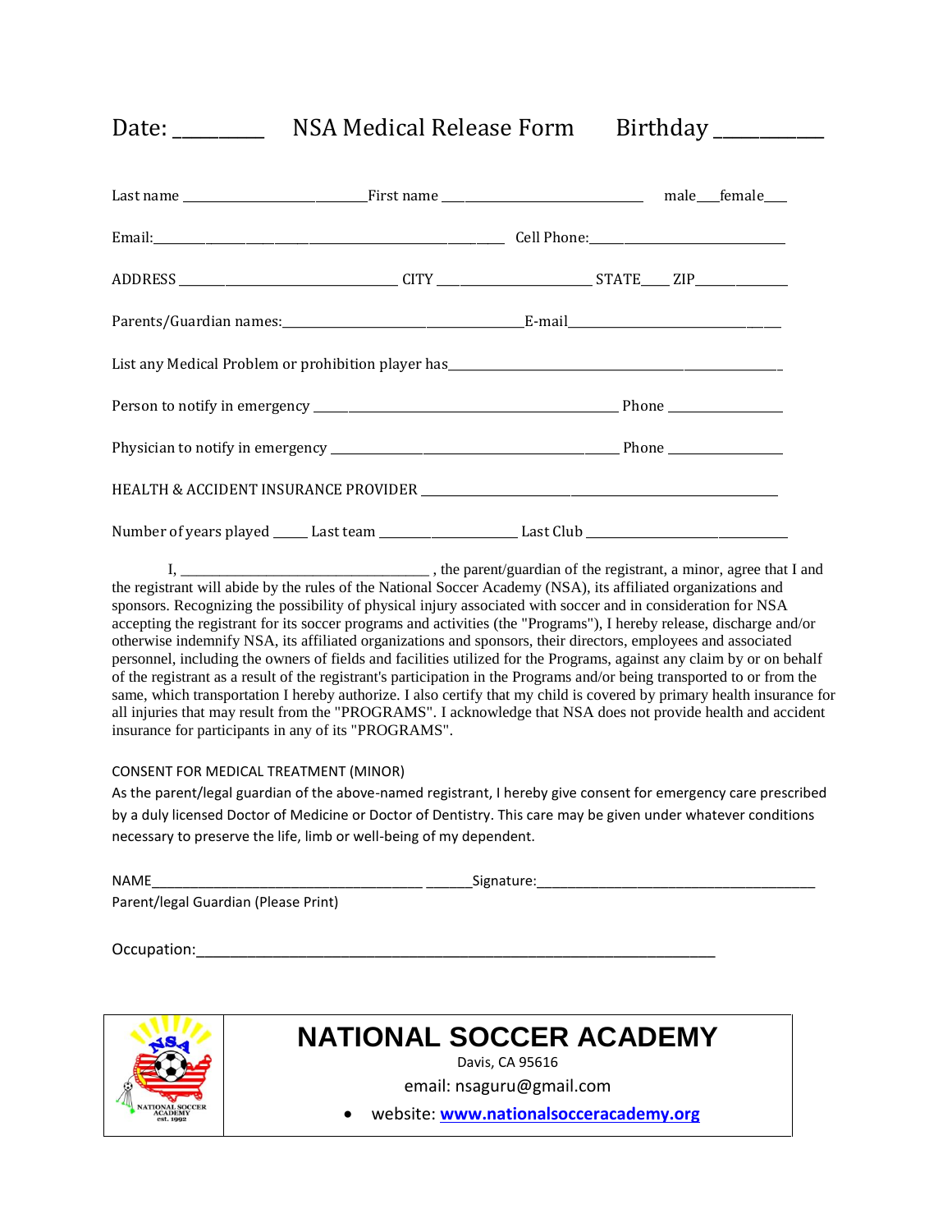Date: \_\_\_\_\_\_\_\_\_ **NSA Medical Release Form** Birthday \_\_\_\_\_\_\_\_\_\_

Last name \_\_\_\_\_\_\_\_\_\_\_\_\_\_\_\_\_\_\_\_\_\_\_\_\_First name \_\_\_\_\_\_\_\_\_\_\_\_\_\_\_\_\_\_\_\_\_\_\_\_\_\_\_ male\_\_\_female\_\_\_

Email:\_\_\_\_\_\_\_\_\_\_\_\_\_\_\_\_\_\_\_\_\_\_\_\_\_\_\_\_\_\_\_\_\_\_\_\_\_\_\_\_\_\_\_\_\_\_\_\_\_\_\_ Cell Phone:\_\_\_\_\_\_\_\_\_\_\_\_\_\_\_\_\_\_\_\_\_\_\_\_\_\_\_\_

ADDRESS \_\_\_\_\_\_\_\_\_\_\_\_\_\_\_\_\_\_\_\_\_\_\_\_\_\_\_\_\_\_\_ CITY \_\_\_\_\_\_\_\_\_\_\_\_\_\_\_\_\_\_\_\_\_\_ STATE\_\_\_\_ ZIP\_\_\_\_\_\_\_\_\_\_\_\_\_

Parents/Guardian names:\_\_\_\_\_\_\_\_\_\_\_\_\_\_\_\_\_\_\_\_\_\_\_\_\_\_\_\_\_\_\_\_\_\_\_E-mail\_\_\_\_\_\_\_\_\_\_\_\_\_\_\_\_\_\_\_\_\_\_\_\_\_\_\_\_\_\_

List any Medical Problem or prohibition player has\_\_\_\_\_\_\_\_\_\_\_\_\_\_\_\_\_\_\_\_\_\_\_\_\_\_\_\_\_\_\_\_\_\_\_\_\_\_\_\_\_\_\_\_\_\_\_\_

Person to notify in emergency \_\_\_\_\_\_\_\_\_\_\_\_\_\_\_\_\_\_\_\_\_\_\_\_\_\_\_\_\_\_\_\_\_\_\_\_\_\_\_\_\_\_ Phone \_\_\_\_\_\_\_\_\_\_\_\_\_\_\_\_

Physician to notify in emergency \_\_\_\_\_\_\_\_\_\_\_\_\_\_\_\_\_\_\_\_\_\_\_\_\_\_\_\_\_\_\_\_\_\_\_\_\_\_\_\_ Phone \_\_\_\_\_\_\_\_\_\_\_\_\_\_\_\_

HEALTH & ACCIDENT INSURANCE PROVIDER \_\_\_\_\_\_\_\_\_\_\_\_\_\_\_\_\_\_\_\_\_\_\_\_\_\_\_\_\_\_\_\_\_\_\_\_\_\_\_\_\_\_\_\_\_\_\_\_\_\_\_

Number of years played \_\_\_\_\_ Last team \_\_\_\_\_\_\_\_\_\_\_\_\_\_\_\_\_\_\_ Last Club \_\_\_\_\_\_\_\_\_\_\_\_\_\_\_\_\_\_\_\_\_\_\_\_\_\_\_\_\_

I, \_\_\_\_\_\_\_\_\_\_\_\_\_\_\_\_\_\_\_\_\_\_\_\_\_\_\_\_\_\_\_\_\_\_ , the parent/guardian of the registrant, a minor, agree that I and the registrant will abide by the rules of the National Soccer Academy (NSA), its affiliated organizations and sponsors. Recognizing the possibility of physical injury associated with soccer and in consideration for NSA accepting the registrant for its soccer programs and activities (the "Programs"), I hereby release, discharge and/or otherwise indemnify NSA, its affiliated organizations and sponsors, their directors, employees and associated personnel, including the owners of fields and facilities utilized for the Programs, against any claim by or on behalf of the registrant as a result of the registrant's participation in the Programs and/or being transported to or from the same, which transportation I hereby authorize. I also certify that my child is covered by primary health insurance for all injuries that may result from the "PROGRAMS". I acknowledge that NSA does not provide health and accident insurance for participants in any of its "PROGRAMS".

CONSENT FOR MEDICAL TREATMENT (MINOR)

As the parent/legal guardian of the above-named registrant, I hereby give consent for emergency care prescribed by a duly licensed Doctor of Medicine or Doctor of Dentistry. This care may be given under whatever conditions necessary to preserve the life, limb or well-being of my dependent.

NAME\_\_\_\_\_\_\_\_\_\_\_\_\_\_\_\_\_\_\_\_\_\_\_\_\_\_\_\_\_\_\_\_\_\_\_\_\_\_\_ \_\_\_\_\_\_Signature:\_\_\_\_\_\_\_\_\_\_\_\_\_\_\_\_\_\_\_\_\_\_\_\_\_\_\_\_\_\_\_\_\_\_\_\_\_\_\_
Parent/legal Guardian (Please Print)

Occupation:\_\_\_\_\_\_\_\_\_\_\_\_\_\_\_\_\_\_\_\_\_\_\_\_\_\_\_\_\_\_\_\_\_\_\_\_\_\_\_\_\_\_\_\_\_\_\_\_\_\_\_\_\_\_\_\_\_\_\_\_\_\_\_\_\_\_\_\_\_\_\_

NSA
NATIONAL SOCCER ACADEMY
est. 1992

# NATIONAL SOCCER ACADEMY

Davis, CA 95616

email: nsaguru@gmail.com

- website: [www.nationalsocceracademy.org](http://www.nationalsocceracademy.org)